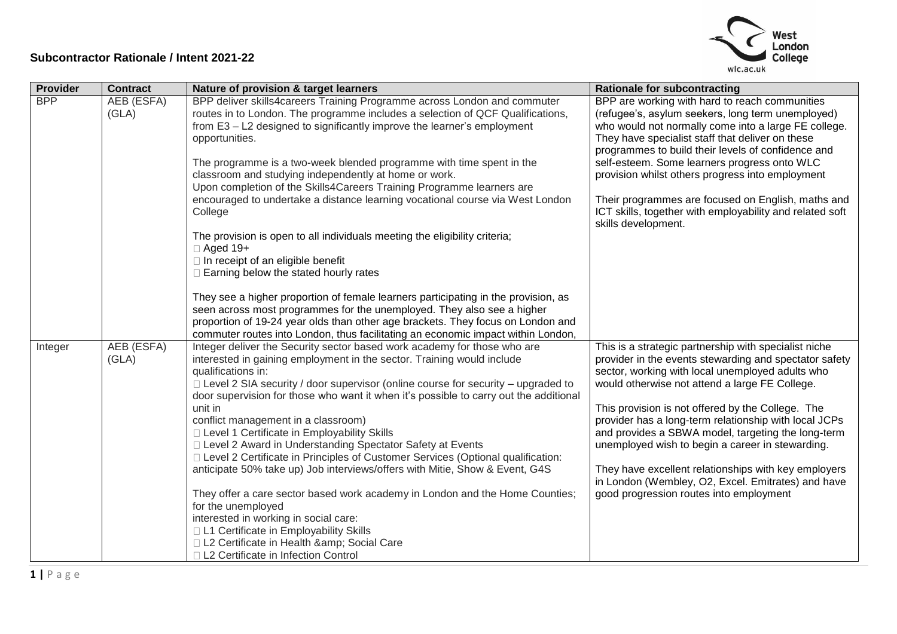## Subcontractor Rationale / Intent 2021-22

| Provider | Contract | Nature of provision & target learners | Rationale for subcontracting |
| --- | --- | --- | --- |
| BPP | AEB (ESFA) (GLA) | BPP deliver skills4careers Training Programme across London and commuter routes in to London. The programme includes a selection of QCF Qualifications, from E3 – L2 designed to significantly improve the learner's employment opportunities.<br><br>The programme is a two-week blended programme with time spent in the classroom and studying independently at home or work.<br>Upon completion of the Skills4Careers Training Programme learners are encouraged to undertake a distance learning vocational course via West London College<br><br>The provision is open to all individuals meeting the eligibility criteria;<br> Aged 19+<br> In receipt of an eligible benefit<br> Earning below the stated hourly rates<br><br>They see a higher proportion of female learners participating in the provision, as seen across most programmes for the unemployed. They also see a higher proportion of 19-24 year olds than other age brackets. They focus on London and commuter routes into London, thus facilitating an economic impact within London, | BPP are working with hard to reach communities (refugee's, asylum seekers, long term unemployed) who would not normally come into a large FE college. They have specialist staff that deliver on these programmes to build their levels of confidence and self-esteem. Some learners progress onto WLC provision whilst others progress into employment<br><br>Their programmes are focused on English, maths and ICT skills, together with employability and related soft skills development. |
| Integer | AEB (ESFA) (GLA) | Integer deliver the Security sector based work academy for those who are interested in gaining employment in the sector. Training would include qualifications in:<br> Level 2 SIA security / door supervisor (online course for security – upgraded to door supervision for those who want it when it's possible to carry out the additional unit in<br>conflict management in a classroom)<br> Level 1 Certificate in Employability Skills<br> Level 2 Award in Understanding Spectator Safety at Events<br> Level 2 Certificate in Principles of Customer Services (Optional qualification: anticipate 50% take up) Job interviews/offers with Mitie, Show & Event, G4S<br><br>They offer a care sector based work academy in London and the Home Counties; for the unemployed<br>interested in working in social care:<br> L1 Certificate in Employability Skills<br> L2 Certificate in Health &amp; Social Care<br> L2 Certificate in Infection Control | This is a strategic partnership with specialist niche provider in the events stewarding and spectator safety sector, working with local unemployed adults who would otherwise not attend a large FE College.<br><br>This provision is not offered by the College. The provider has a long-term relationship with local JCPs and provides a SBWA model, targeting the long-term unemployed wish to begin a career in stewarding.<br><br>They have excellent relationships with key employers in London (Wembley, O2, Excel. Emitrates) and have good progression routes into employment |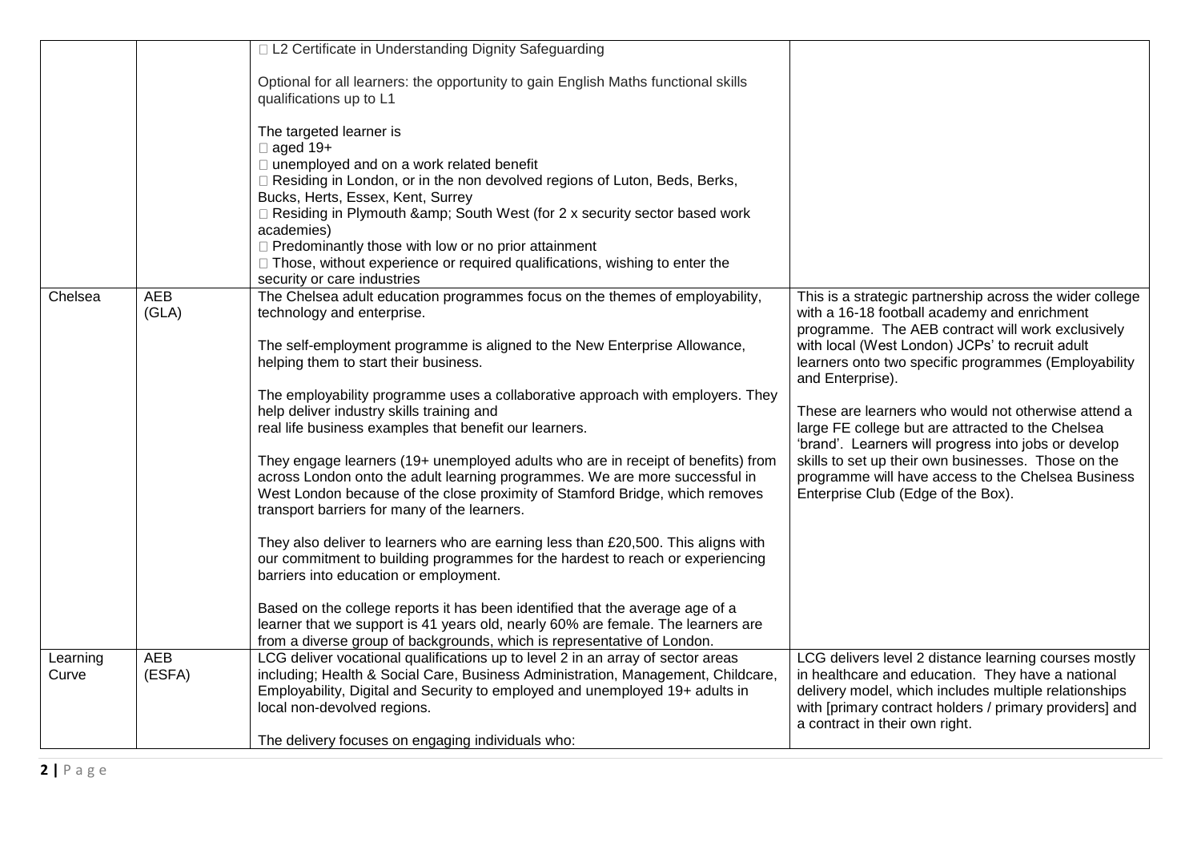| | | | |
|---|---|---|---|
| | | □ L2 Certificate in Understanding Dignity Safeguarding<br><br>Optional for all learners: the opportunity to gain English Maths functional skills qualifications up to L1<br><br>The targeted learner is<br>□ aged 19+<br>□ unemployed and on a work related benefit<br>□ Residing in London, or in the non devolved regions of Luton, Beds, Berks, Bucks, Herts, Essex, Kent, Surrey<br>□ Residing in Plymouth &amp; South West (for 2 x security sector based work academies)<br>□ Predominantly those with low or no prior attainment<br>□ Those, without experience or required qualifications, wishing to enter the security or care industries | |
| Chelsea | AEB (GLA) | The Chelsea adult education programmes focus on the themes of employability, technology and enterprise.<br><br>The self-employment programme is aligned to the New Enterprise Allowance, helping them to start their business.<br><br>The employability programme uses a collaborative approach with employers. They help deliver industry skills training and real life business examples that benefit our learners.<br><br>They engage learners (19+ unemployed adults who are in receipt of benefits) from across London onto the adult learning programmes. We are more successful in West London because of the close proximity of Stamford Bridge, which removes transport barriers for many of the learners.<br><br>They also deliver to learners who are earning less than £20,500. This aligns with our commitment to building programmes for the hardest to reach or experiencing barriers into education or employment.<br><br>Based on the college reports it has been identified that the average age of a learner that we support is 41 years old, nearly 60% are female. The learners are from a diverse group of backgrounds, which is representative of London. | This is a strategic partnership across the wider college with a 16-18 football academy and enrichment programme. The AEB contract will work exclusively with local (West London) JCPs' to recruit adult learners onto two specific programmes (Employability and Enterprise).<br><br>These are learners who would not otherwise attend a large FE college but are attracted to the Chelsea 'brand'. Learners will progress into jobs or develop skills to set up their own businesses. Those on the programme will have access to the Chelsea Business Enterprise Club (Edge of the Box). |
| Learning Curve | AEB (ESFA) | LCG deliver vocational qualifications up to level 2 in an array of sector areas including; Health & Social Care, Business Administration, Management, Childcare, Employability, Digital and Security to employed and unemployed 19+ adults in local non-devolved regions.<br><br>The delivery focuses on engaging individuals who: | LCG delivers level 2 distance learning courses mostly in healthcare and education. They have a national delivery model, which includes multiple relationships with [primary contract holders / primary providers] and a contract in their own right. |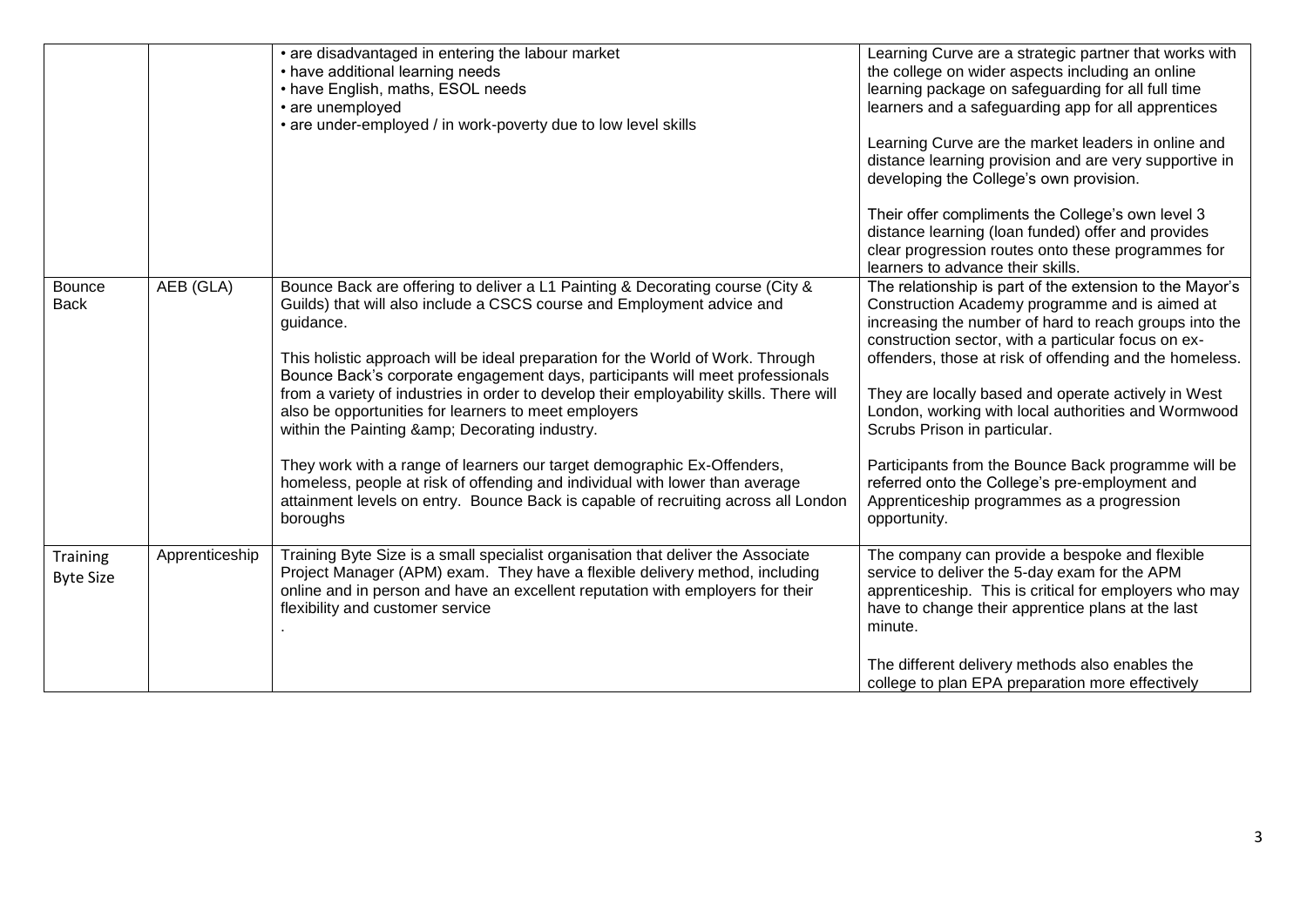| | | | |
|---|---|---|---|
| | | • are disadvantaged in entering the labour market<br>• have additional learning needs<br>• have English, maths, ESOL needs<br>• are unemployed<br>• are under-employed / in work-poverty due to low level skills | Learning Curve are a strategic partner that works with the college on wider aspects including an online learning package on safeguarding for all full time learners and a safeguarding app for all apprentices<br><br>Learning Curve are the market leaders in online and distance learning provision and are very supportive in developing the College's own provision.<br><br>Their offer compliments the College's own level 3 distance learning (loan funded) offer and provides clear progression routes onto these programmes for learners to advance their skills. |
| Bounce Back | AEB (GLA) | Bounce Back are offering to deliver a L1 Painting & Decorating course (City & Guilds) that will also include a CSCS course and Employment advice and guidance.<br><br>This holistic approach will be ideal preparation for the World of Work. Through Bounce Back's corporate engagement days, participants will meet professionals from a variety of industries in order to develop their employability skills. There will also be opportunities for learners to meet employers within the Painting &amp; Decorating industry.<br><br>They work with a range of learners our target demographic Ex-Offenders, homeless, people at risk of offending and individual with lower than average attainment levels on entry. Bounce Back is capable of recruiting across all London boroughs | The relationship is part of the extension to the Mayor's Construction Academy programme and is aimed at increasing the number of hard to reach groups into the construction sector, with a particular focus on ex-offenders, those at risk of offending and the homeless.<br><br>They are locally based and operate actively in West London, working with local authorities and Wormwood Scrubs Prison in particular.<br><br>Participants from the Bounce Back programme will be referred onto the College's pre-employment and Apprenticeship programmes as a progression opportunity. |
| Training Byte Size | Apprenticeship | Training Byte Size is a small specialist organisation that deliver the Associate Project Manager (APM) exam. They have a flexible delivery method, including online and in person and have an excellent reputation with employers for their flexibility and customer service<br>. | The company can provide a bespoke and flexible service to deliver the 5-day exam for the APM apprenticeship. This is critical for employers who may have to change their apprentice plans at the last minute.<br><br>The different delivery methods also enables the college to plan EPA preparation more effectively |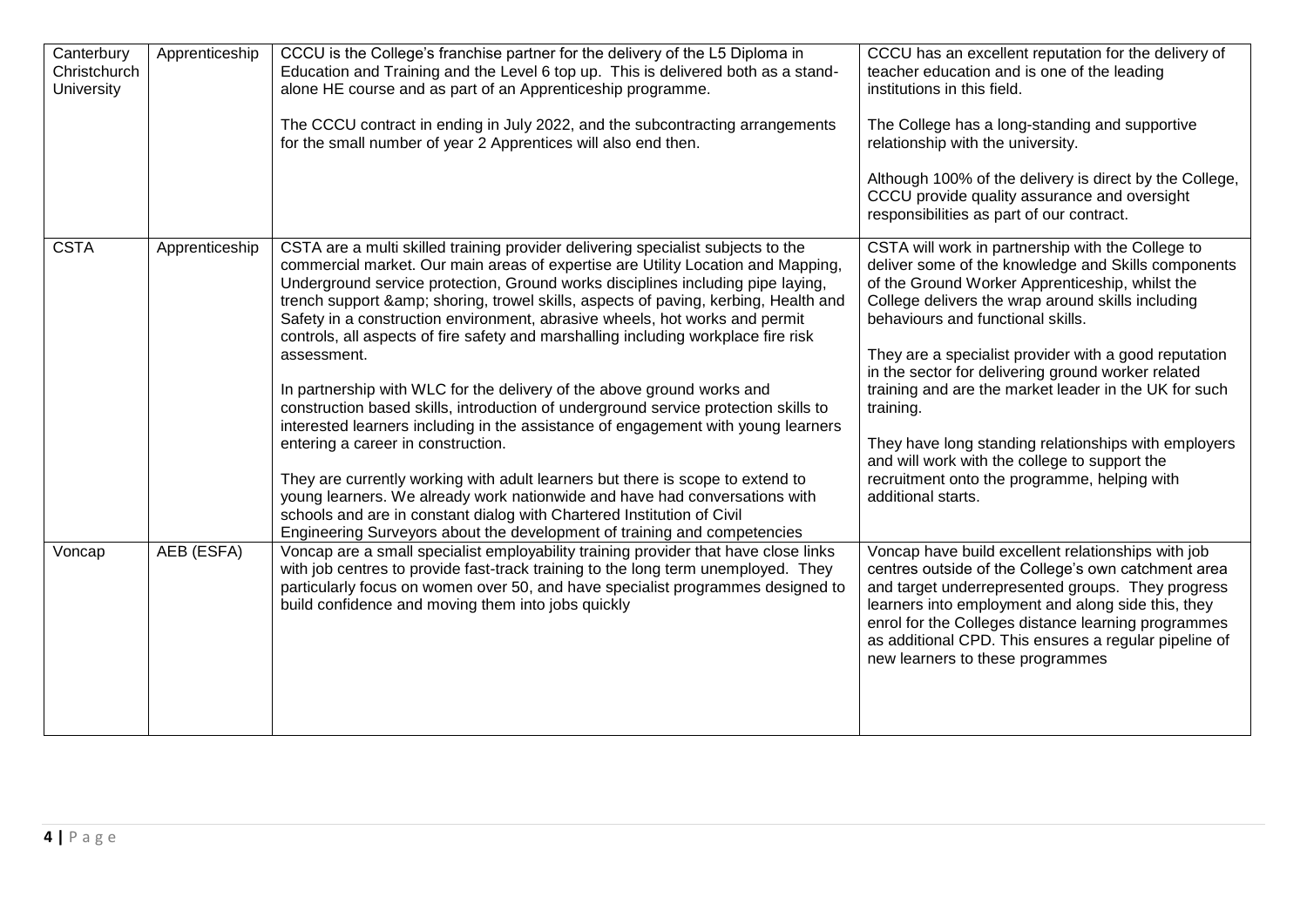| | | | |
|---|---|---|---|
| Canterbury Christchurch University | Apprenticeship | CCCU is the College's franchise partner for the delivery of the L5 Diploma in Education and Training and the Level 6 top up. This is delivered both as a stand-alone HE course and as part of an Apprenticeship programme.<br><br>The CCCU contract in ending in July 2022, and the subcontracting arrangements for the small number of year 2 Apprentices will also end then. | CCCU has an excellent reputation for the delivery of teacher education and is one of the leading institutions in this field.<br><br>The College has a long-standing and supportive relationship with the university.<br><br>Although 100% of the delivery is direct by the College, CCCU provide quality assurance and oversight responsibilities as part of our contract. |
| CSTA | Apprenticeship | CSTA are a multi skilled training provider delivering specialist subjects to the commercial market. Our main areas of expertise are Utility Location and Mapping, Underground service protection, Ground works disciplines including pipe laying, trench support &amp; shoring, trowel skills, aspects of paving, kerbing, Health and Safety in a construction environment, abrasive wheels, hot works and permit controls, all aspects of fire safety and marshalling including workplace fire risk assessment.<br><br>In partnership with WLC for the delivery of the above ground works and construction based skills, introduction of underground service protection skills to interested learners including in the assistance of engagement with young learners entering a career in construction.<br><br>They are currently working with adult learners but there is scope to extend to young learners. We already work nationwide and have had conversations with schools and are in constant dialog with Chartered Institution of Civil Engineering Surveyors about the development of training and competencies | CSTA will work in partnership with the College to deliver some of the knowledge and Skills components of the Ground Worker Apprenticeship, whilst the College delivers the wrap around skills including behaviours and functional skills.<br><br>They are a specialist provider with a good reputation in the sector for delivering ground worker related training and are the market leader in the UK for such training.<br><br>They have long standing relationships with employers and will work with the college to support the recruitment onto the programme, helping with additional starts. |
| Voncap | AEB (ESFA) | Voncap are a small specialist employability training provider that have close links with job centres to provide fast-track training to the long term unemployed. They particularly focus on women over 50, and have specialist programmes designed to build confidence and moving them into jobs quickly | Voncap have build excellent relationships with job centres outside of the College's own catchment area and target underrepresented groups. They progress learners into employment and along side this, they enrol for the Colleges distance learning programmes as additional CPD. This ensures a regular pipeline of new learners to these programmes |